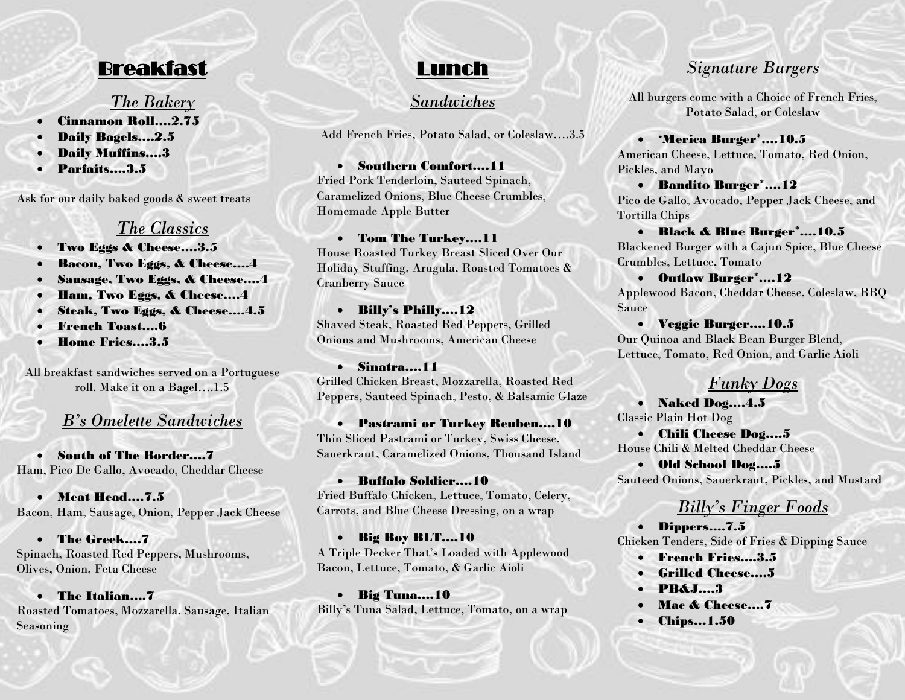# Breakfast

## *The Bakery*

- **Cinnamon Roll….2.75**
- **Daily Bagels….2.5**
- **Daily Muffins….3**
- **Parfaits….3.5**

Ask for our daily baked goods & sweet treats

## *The Classics*

- **Two Eggs & Cheese….3.5**
- **Bacon, Two Eggs, & Cheese….4**
- **Sausage, Two Eggs, & Cheese….4**
- **Ham, Two Eggs, & Cheese….4**
- **Steak, Two Eggs, & Cheese….4.5**
- **French Toast….6**
- **Home Fries….3.5**

All breakfast sandwiches served on a Portuguese roll. Make it on a Bagel….1.5

## *B's Omelette Sandwiches*

- **South of The Border….7**

Ham, Pico De Gallo, Avocado, Cheddar Cheese

- **Meat Head….7.5**

Bacon, Ham, Sausage, Onion, Pepper Jack Cheese

- **The Greek….7**

Spinach, Roasted Red Peppers, Mushrooms, Olives, Onion, Feta Cheese

- **The Italian….7**

Roasted Tomatoes, Mozzarella, Sausage, Italian Seasoning

# Lunch

## *Sandwiches*

Add French Fries, Potato Salad, or Coleslaw….3.5

- **Southern Comfort….11**

Fried Pork Tenderloin, Sauteed Spinach, Caramelized Onions, Blue Cheese Crumbles, Homemade Apple Butter

- **Tom The Turkey….11**

House Roasted Turkey Breast Sliced Over Our Holiday Stuffing, Arugula, Roasted Tomatoes & Cranberry Sauce

- **Billy's Philly….12**

Shaved Steak, Roasted Red Peppers, Grilled Onions and Mushrooms, American Cheese

- **Sinatra….11**

Grilled Chicken Breast, Mozzarella, Roasted Red Peppers, Sauteed Spinach, Pesto, & Balsamic Glaze

- **Pastrami or Turkey Reuben….10**

Thin Sliced Pastrami or Turkey, Swiss Cheese, Sauerkraut, Caramelized Onions, Thousand Island

- **Buffalo Soldier….10**

Fried Buffalo Chicken, Lettuce, Tomato, Celery, Carrots, and Blue Cheese Dressing, on a wrap

- **Big Boy BLT….10**

A Triple Decker That's Loaded with Applewood Bacon, Lettuce, Tomato, & Garlic Aioli

- **Big Tuna….10**

Billy's Tuna Salad, Lettuce, Tomato, on a wrap

## *Signature Burgers*

All burgers come with a Choice of French Fries, Potato Salad, or Coleslaw

- **'Merica Burger*….10.5**

American Cheese, Lettuce, Tomato, Red Onion, Pickles, and Mayo

- **Bandito Burger*….12**

Pico de Gallo, Avocado, Pepper Jack Cheese, and Tortilla Chips

- **Black & Blue Burger*….10.5**

Blackened Burger with a Cajun Spice, Blue Cheese Crumbles, Lettuce, Tomato

- **Outlaw Burger*….12**

Applewood Bacon, Cheddar Cheese, Coleslaw, BBQ Sauce

- **Veggie Burger….10.5**

Our Quinoa and Black Bean Burger Blend, Lettuce, Tomato, Red Onion, and Garlic Aioli

## *Funky Dogs*

- **Naked Dog….4.5**

Classic Plain Hot Dog

- **Chili Cheese Dog….5**

House Chili & Melted Cheddar Cheese

- **Old School Dog….5**

Sauteed Onions, Sauerkraut, Pickles, and Mustard

## *Billy's Finger Foods*

- **Dippers….7.5**

Chicken Tenders, Side of Fries & Dipping Sauce

- **French Fries….3.5**
- **Grilled Cheese….5**
- **PB&J….3**
- **Mac & Cheese….7**
- **Chips…1.50**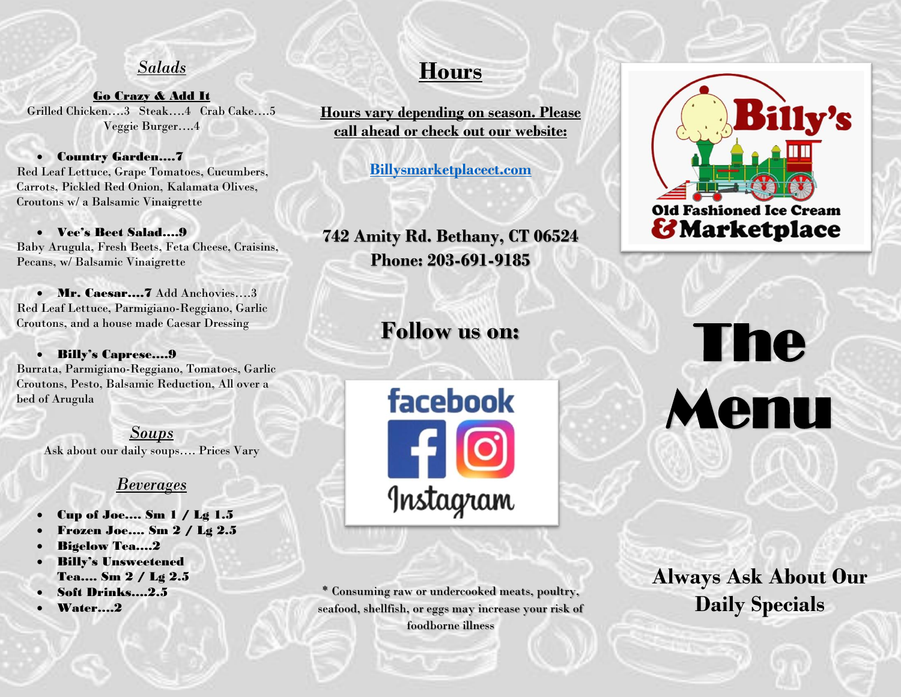## *Salads*

**Go Crazy & Add It**

Grilled Chicken….3 Steak….4 Crab Cake….5
Veggie Burger….4

- **Country Garden….7**

Red Leaf Lettuce, Grape Tomatoes, Cucumbers, Carrots, Pickled Red Onion, Kalamata Olives, Croutons w/ a Balsamic Vinaigrette

- **Vee's Beet Salad….9**

Baby Arugula, Fresh Beets, Feta Cheese, Craisins, Pecans, w/ Balsamic Vinaigrette

- **Mr. Caesar….7** Add Anchovies….3

Red Leaf Lettuce, Parmigiano-Reggiano, Garlic Croutons, and a house made Caesar Dressing

- **Billy's Caprese….9**

Burrata, Parmigiano-Reggiano, Tomatoes, Garlic Croutons, Pesto, Balsamic Reduction, All over a bed of Arugula

## *Soups*

Ask about our daily soups…. Prices Vary

## *Beverages*

- **Cup of Joe…. Sm 1 / Lg 1.5**
- **Frozen Joe…. Sm 2 / Lg 2.5**
- **Bigelow Tea….2**
- **Billy's Unsweetened Tea…. Sm 2 / Lg 2.5**
- **Soft Drinks….2.5**
- **Water….2**

# Hours

**Hours vary depending on season. Please call ahead or check out our website:**

**Billysmarketplacect.com**

**742 Amity Rd. Bethany, CT 06524**
**Phone: 203-691-9185**

## Follow us on:

facebook

Instagram

\* Consuming raw or undercooked meats, poultry, seafood, shellfish, or eggs may increase your risk of foodborne illness

Billy's
Old Fashioned Ice Cream
& Marketplace

# The Menu

**Always Ask About Our Daily Specials**